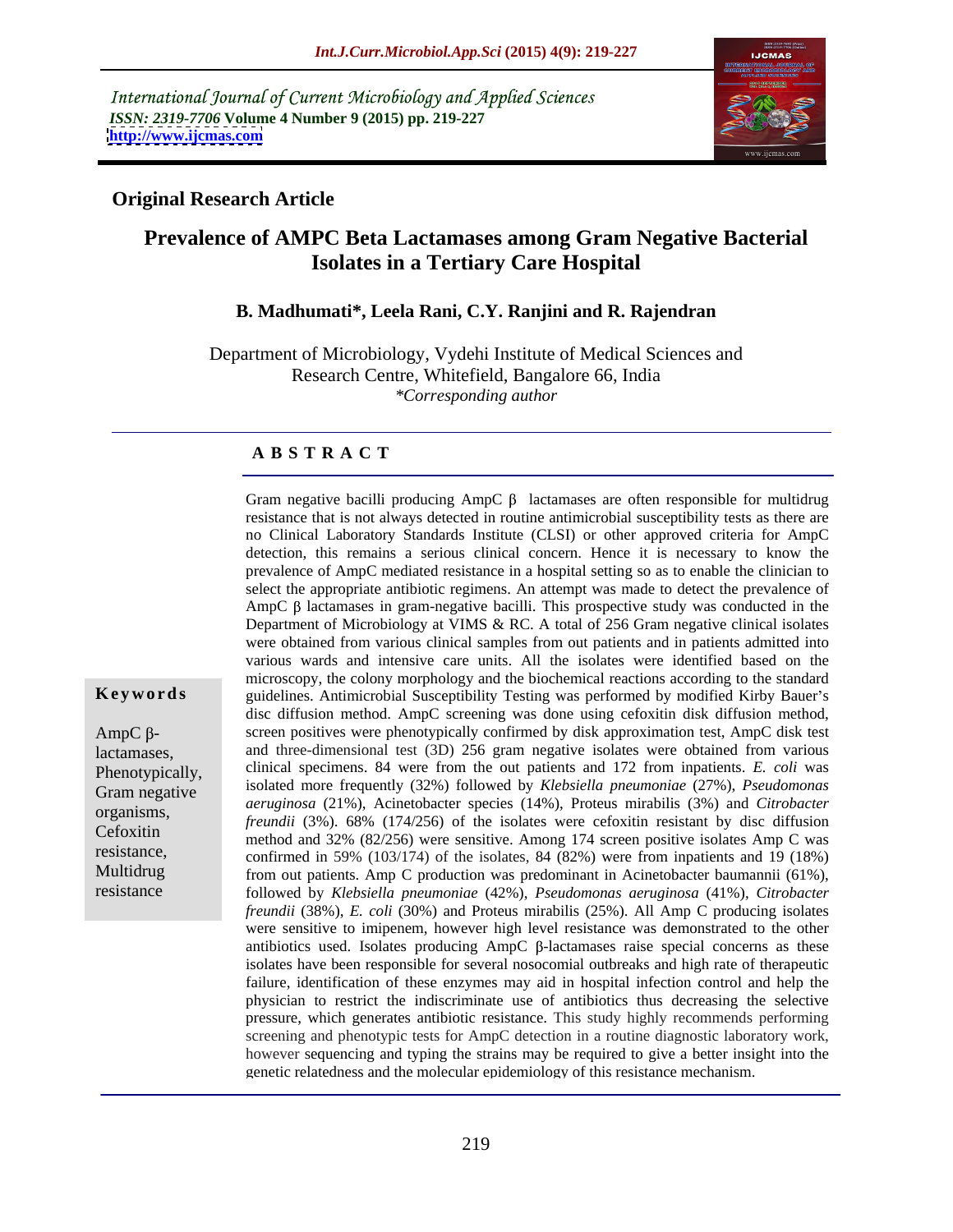*International Journal of Current Microbiology and Applied Sciences*
*ISSN: 2319-7706* **Volume 4 Number 9 (2015) pp. 219-227**
**http://www.ijcmas.com**

## Original Research Article

# Prevalence of AMPC Beta Lactamases among Gram Negative Bacterial Isolates in a Tertiary Care Hospital

### B. Madhumati*, Leela Rani, C.Y. Ranjini and R. Rajendran

Department of Microbiology, Vydehi Institute of Medical Sciences and Research Centre, Whitefield, Bangalore 66, India
*\*Corresponding author*

## A B S T R A C T

**Keywords**

AmpC β-lactamases, Phenotypically, Gram negative organisms, Cefoxitin resistance, Multidrug resistance

Gram negative bacilli producing AmpC β lactamases are often responsible for multidrug resistance that is not always detected in routine antimicrobial susceptibility tests as there are no Clinical Laboratory Standards Institute (CLSI) or other approved criteria for AmpC detection, this remains a serious clinical concern. Hence it is necessary to know the prevalence of AmpC mediated resistance in a hospital setting so as to enable the clinician to select the appropriate antibiotic regimens. An attempt was made to detect the prevalence of AmpC β lactamases in gram-negative bacilli. This prospective study was conducted in the Department of Microbiology at VIMS & RC. A total of 256 Gram negative clinical isolates were obtained from various clinical samples from out patients and in patients admitted into various wards and intensive care units. All the isolates were identified based on the microscopy, the colony morphology and the biochemical reactions according to the standard guidelines. Antimicrobial Susceptibility Testing was performed by modified Kirby Bauer's disc diffusion method. AmpC screening was done using cefoxitin disk diffusion method, screen positives were phenotypically confirmed by disk approximation test, AmpC disk test and three-dimensional test (3D) 256 gram negative isolates were obtained from various clinical specimens. 84 were from the out patients and 172 from inpatients. *E. coli* was isolated more frequently (32%) followed by *Klebsiella pneumoniae* (27%), *Pseudomonas aeruginosa* (21%), Acinetobacter species (14%), Proteus mirabilis (3%) and *Citrobacter freundii* (3%). 68% (174/256) of the isolates were cefoxitin resistant by disc diffusion method and 32% (82/256) were sensitive. Among 174 screen positive isolates Amp C was confirmed in 59% (103/174) of the isolates, 84 (82%) were from inpatients and 19 (18%) from out patients. Amp C production was predominant in Acinetobacter baumannii (61%), followed by *Klebsiella pneumoniae* (42%), *Pseudomonas aeruginosa* (41%), *Citrobacter freundii* (38%), *E. coli* (30%) and Proteus mirabilis (25%). All Amp C producing isolates were sensitive to imipenem, however high level resistance was demonstrated to the other antibiotics used. Isolates producing AmpC β-lactamases raise special concerns as these isolates have been responsible for several nosocomial outbreaks and high rate of therapeutic failure, identification of these enzymes may aid in hospital infection control and help the physician to restrict the indiscriminate use of antibiotics thus decreasing the selective pressure, which generates antibiotic resistance. This study highly recommends performing screening and phenotypic tests for AmpC detection in a routine diagnostic laboratory work, however sequencing and typing the strains may be required to give a better insight into the genetic relatedness and the molecular epidemiology of this resistance mechanism.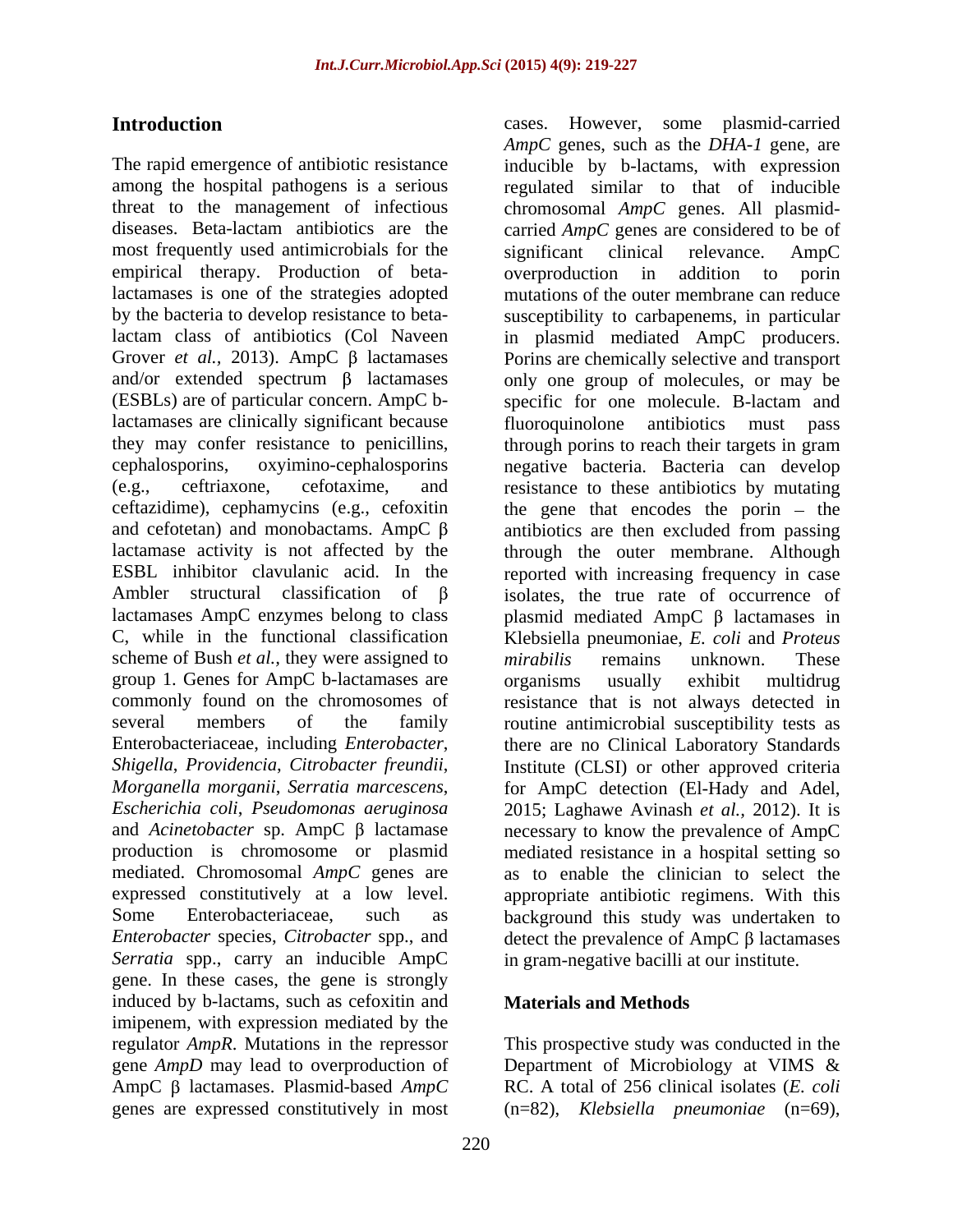## Introduction

The rapid emergence of antibiotic resistance among the hospital pathogens is a serious threat to the management of infectious diseases. Beta-lactam antibiotics are the most frequently used antimicrobials for the empirical therapy. Production of beta-lactamases is one of the strategies adopted by the bacteria to develop resistance to beta-lactam class of antibiotics (Col Naveen Grover *et al.*, 2013). AmpC β lactamases and/or extended spectrum β lactamases (ESBLs) are of particular concern. AmpC b-lactamases are clinically significant because they may confer resistance to penicillins, cephalosporins, oxyimino-cephalosporins (e.g., ceftriaxone, cefotaxime, and ceftazidime), cephamycins (e.g., cefoxitin and cefotetan) and monobactams. AmpC β lactamase activity is not affected by the ESBL inhibitor clavulanic acid. In the Ambler structural classification of β lactamases AmpC enzymes belong to class C, while in the functional classification scheme of Bush *et al.*, they were assigned to group 1. Genes for AmpC b-lactamases are commonly found on the chromosomes of several members of the family Enterobacteriaceae, including *Enterobacter*, *Shigella*, *Providencia*, *Citrobacter freundii*, *Morganella morganii*, *Serratia marcescens*, *Escherichia coli*, *Pseudomonas aeruginosa* and *Acinetobacter* sp. AmpC β lactamase production is chromosome or plasmid mediated. Chromosomal *AmpC* genes are expressed constitutively at a low level. Some Enterobacteriaceae, such as *Enterobacter* species, *Citrobacter* spp., and *Serratia* spp., carry an inducible AmpC gene. In these cases, the gene is strongly induced by b-lactams, such as cefoxitin and imipenem, with expression mediated by the regulator *AmpR*. Mutations in the repressor gene *AmpD* may lead to overproduction of AmpC β lactamases. Plasmid-based *AmpC* genes are expressed constitutively in most cases. However, some plasmid-carried *AmpC* genes, such as the *DHA-1* gene, are inducible by b-lactams, with expression regulated similar to that of inducible chromosomal *AmpC* genes. All plasmid-carried *AmpC* genes are considered to be of significant clinical relevance. AmpC overproduction in addition to porin mutations of the outer membrane can reduce susceptibility to carbapenems, in particular in plasmid mediated AmpC producers. Porins are chemically selective and transport only one group of molecules, or may be specific for one molecule. B-lactam and fluoroquinolone antibiotics must pass through porins to reach their targets in gram negative bacteria. Bacteria can develop resistance to these antibiotics by mutating the gene that encodes the porin – the antibiotics are then excluded from passing through the outer membrane. Although reported with increasing frequency in case isolates, the true rate of occurrence of plasmid mediated AmpC β lactamases in Klebsiella pneumoniae, *E. coli* and *Proteus mirabilis* remains unknown. These organisms usually exhibit multidrug resistance that is not always detected in routine antimicrobial susceptibility tests as there are no Clinical Laboratory Standards Institute (CLSI) or other approved criteria for AmpC detection (El-Hady and Adel, 2015; Laghawe Avinash *et al.*, 2012). It is necessary to know the prevalence of AmpC mediated resistance in a hospital setting so as to enable the clinician to select the appropriate antibiotic regimens. With this background this study was undertaken to detect the prevalence of AmpC β lactamases in gram-negative bacilli at our institute.

## Materials and Methods

This prospective study was conducted in the Department of Microbiology at VIMS & RC. A total of 256 clinical isolates (*E. coli* (n=82), *Klebsiella pneumoniae* (n=69),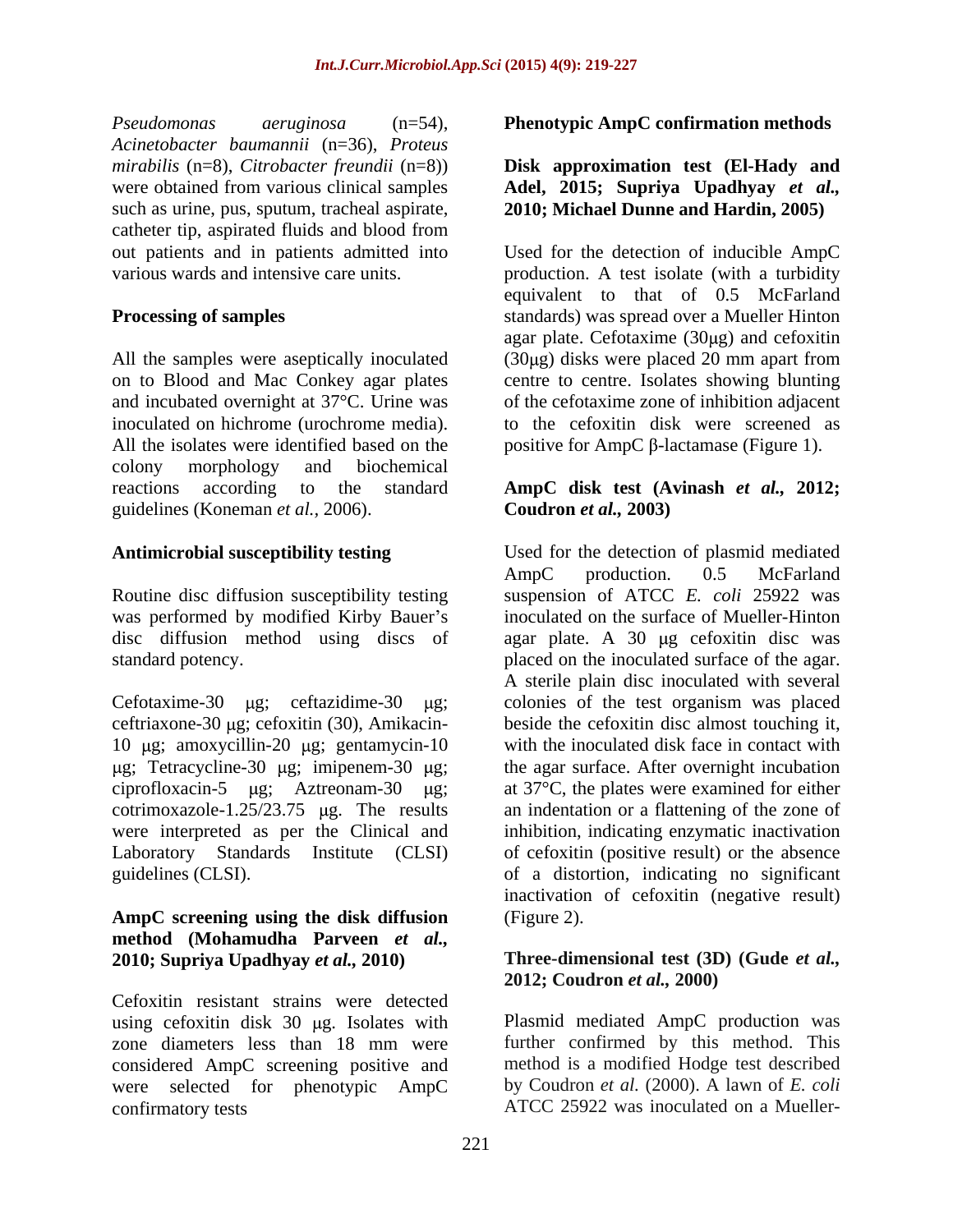*Pseudomonas aeruginosa* (n=54), *Acinetobacter baumannii* (n=36), *Proteus mirabilis* (n=8), *Citrobacter freundii* (n=8)) were obtained from various clinical samples such as urine, pus, sputum, tracheal aspirate, catheter tip, aspirated fluids and blood from out patients and in patients admitted into various wards and intensive care units.

**Processing of samples**

All the samples were aseptically inoculated on to Blood and Mac Conkey agar plates and incubated overnight at 37°C. Urine was inoculated on hichrome (urochrome media). All the isolates were identified based on the colony morphology and biochemical reactions according to the standard guidelines (Koneman *et al.*, 2006).

**Antimicrobial susceptibility testing**

Routine disc diffusion susceptibility testing was performed by modified Kirby Bauer's disc diffusion method using discs of standard potency.

Cefotaxime-30 μg; ceftazidime-30 μg; ceftriaxone-30 μg; cefoxitin (30), Amikacin-10 μg; amoxycillin-20 μg; gentamycin-10 μg; Tetracycline-30 μg; imipenem-30 μg; ciprofloxacin-5 μg; Aztreonam-30 μg; cotrimoxazole-1.25/23.75 μg. The results were interpreted as per the Clinical and Laboratory Standards Institute (CLSI) guidelines (CLSI).

**AmpC screening using the disk diffusion method (Mohamudha Parveen *et al.*, 2010; Supriya Upadhyay *et al.*, 2010)**

Cefoxitin resistant strains were detected using cefoxitin disk 30 μg. Isolates with zone diameters less than 18 mm were considered AmpC screening positive and were selected for phenotypic AmpC confirmatory tests

**Phenotypic AmpC confirmation methods**

**Disk approximation test (El-Hady and Adel, 2015; Supriya Upadhyay *et al.*, 2010; Michael Dunne and Hardin, 2005)**

Used for the detection of inducible AmpC production. A test isolate (with a turbidity equivalent to that of 0.5 McFarland standards) was spread over a Mueller Hinton agar plate. Cefotaxime (30μg) and cefoxitin (30μg) disks were placed 20 mm apart from centre to centre. Isolates showing blunting of the cefotaxime zone of inhibition adjacent to the cefoxitin disk were screened as positive for AmpC β-lactamase (Figure 1).

**AmpC disk test (Avinash *et al.*, 2012; Coudron *et al.*, 2003)**

Used for the detection of plasmid mediated AmpC production. 0.5 McFarland suspension of ATCC *E. coli* 25922 was inoculated on the surface of Mueller-Hinton agar plate. A 30 μg cefoxitin disc was placed on the inoculated surface of the agar. A sterile plain disc inoculated with several colonies of the test organism was placed beside the cefoxitin disc almost touching it, with the inoculated disk face in contact with the agar surface. After overnight incubation at 37°C, the plates were examined for either an indentation or a flattening of the zone of inhibition, indicating enzymatic inactivation of cefoxitin (positive result) or the absence of a distortion, indicating no significant inactivation of cefoxitin (negative result) (Figure 2).

**Three-dimensional test (3D) (Gude *et al.*, 2012; Coudron *et al.*, 2000)**

Plasmid mediated AmpC production was further confirmed by this method. This method is a modified Hodge test described by Coudron *et al.* (2000). A lawn of *E. coli* ATCC 25922 was inoculated on a Mueller-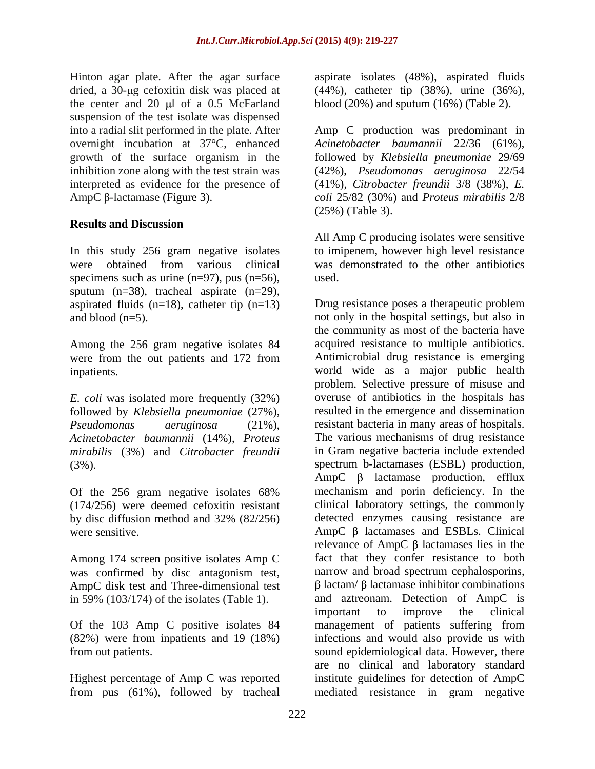Hinton agar plate. After the agar surface dried, a 30-μg cefoxitin disk was placed at the center and 20 μl of a 0.5 McFarland suspension of the test isolate was dispensed into a radial slit performed in the plate. After overnight incubation at 37°C, enhanced growth of the surface organism in the inhibition zone along with the test strain was interpreted as evidence for the presence of AmpC β-lactamase (Figure 3).

## Results and Discussion

In this study 256 gram negative isolates were obtained from various clinical specimens such as urine (n=97), pus (n=56), sputum (n=38), tracheal aspirate (n=29), aspirated fluids (n=18), catheter tip (n=13) and blood (n=5).

Among the 256 gram negative isolates 84 were from the out patients and 172 from inpatients.

*E. coli* was isolated more frequently (32%) followed by *Klebsiella pneumoniae* (27%), *Pseudomonas aeruginosa* (21%), *Acinetobacter baumannii* (14%), *Proteus mirabilis* (3%) and *Citrobacter freundii* (3%).

Of the 256 gram negative isolates 68% (174/256) were deemed cefoxitin resistant by disc diffusion method and 32% (82/256) were sensitive.

Among 174 screen positive isolates Amp C was confirmed by disc antagonism test, AmpC disk test and Three-dimensional test in 59% (103/174) of the isolates (Table 1).

Of the 103 Amp C positive isolates 84 (82%) were from inpatients and 19 (18%) from out patients.

Highest percentage of Amp C was reported from pus (61%), followed by tracheal aspirate isolates (48%), aspirated fluids (44%), catheter tip (38%), urine (36%), blood (20%) and sputum (16%) (Table 2).

Amp C production was predominant in *Acinetobacter baumannii* 22/36 (61%), followed by *Klebsiella pneumoniae* 29/69 (42%), *Pseudomonas aeruginosa* 22/54 (41%), *Citrobacter freundii* 3/8 (38%), *E. coli* 25/82 (30%) and *Proteus mirabilis* 2/8 (25%) (Table 3).

All Amp C producing isolates were sensitive to imipenem, however high level resistance was demonstrated to the other antibiotics used.

Drug resistance poses a therapeutic problem not only in the hospital settings, but also in the community as most of the bacteria have acquired resistance to multiple antibiotics. Antimicrobial drug resistance is emerging world wide as a major public health problem. Selective pressure of misuse and overuse of antibiotics in the hospitals has resulted in the emergence and dissemination resistant bacteria in many areas of hospitals. The various mechanisms of drug resistance in Gram negative bacteria include extended spectrum b-lactamases (ESBL) production, AmpC β lactamase production, efflux mechanism and porin deficiency. In the clinical laboratory settings, the commonly detected enzymes causing resistance are AmpC β lactamases and ESBLs. Clinical relevance of AmpC β lactamases lies in the fact that they confer resistance to both narrow and broad spectrum cephalosporins, β lactam/ β lactamase inhibitor combinations and aztreonam. Detection of AmpC is important to improve the clinical management of patients suffering from infections and would also provide us with sound epidemiological data. However, there are no clinical and laboratory standard institute guidelines for detection of AmpC mediated resistance in gram negative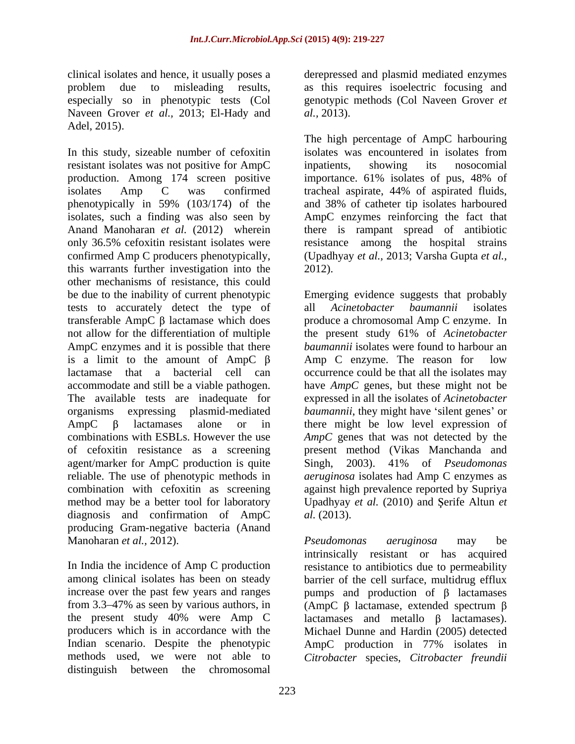clinical isolates and hence, it usually poses a problem due to misleading results, especially so in phenotypic tests (Col Naveen Grover *et al.,* 2013; El-Hady and Adel, 2015).

In this study, sizeable number of cefoxitin resistant isolates was not positive for AmpC production. Among 174 screen positive isolates Amp C was confirmed phenotypically in 59% (103/174) of the isolates, such a finding was also seen by Anand Manoharan *et al.* (2012) wherein only 36.5% cefoxitin resistant isolates were confirmed Amp C producers phenotypically, this warrants further investigation into the other mechanisms of resistance, this could be due to the inability of current phenotypic tests to accurately detect the type of transferable AmpC β lactamase which does not allow for the differentiation of multiple AmpC enzymes and it is possible that there is a limit to the amount of AmpC β lactamase that a bacterial cell can accommodate and still be a viable pathogen. The available tests are inadequate for organisms expressing plasmid-mediated AmpC β lactamases alone or in combinations with ESBLs. However the use of cefoxitin resistance as a screening agent/marker for AmpC production is quite reliable. The use of phenotypic methods in combination with cefoxitin as screening method may be a better tool for laboratory diagnosis and confirmation of AmpC producing Gram-negative bacteria (Anand Manoharan *et al.,* 2012).

In India the incidence of Amp C production among clinical isolates has been on steady increase over the past few years and ranges from 3.3–47% as seen by various authors, in the present study 40% were Amp C producers which is in accordance with the Indian scenario. Despite the phenotypic methods used, we were not able to distinguish between the chromosomal derepressed and plasmid mediated enzymes as this requires isoelectric focusing and genotypic methods (Col Naveen Grover *et al.,* 2013).

The high percentage of AmpC harbouring isolates was encountered in isolates from inpatients, showing its nosocomial importance. 61% isolates of pus, 48% of tracheal aspirate, 44% of aspirated fluids, and 38% of catheter tip isolates harboured AmpC enzymes reinforcing the fact that there is rampant spread of antibiotic resistance among the hospital strains (Upadhyay *et al.,* 2013; Varsha Gupta *et al.,* 2012).

Emerging evidence suggests that probably all *Acinetobacter baumannii* isolates produce a chromosomal Amp C enzyme. In the present study 61% of *Acinetobacter baumannii* isolates were found to harbour an Amp C enzyme. The reason for low occurrence could be that all the isolates may have *AmpC* genes, but these might not be expressed in all the isolates of *Acinetobacter baumannii*, they might have 'silent genes' or there might be low level expression of *AmpC* genes that was not detected by the present method (Vikas Manchanda and Singh, 2003). 41% of *Pseudomonas aeruginosa* isolates had Amp C enzymes as against high prevalence reported by Supriya Upadhyay *et al.* (2010) and Şerife Altun *et al.* (2013).

*Pseudomonas aeruginosa* may be intrinsically resistant or has acquired resistance to antibiotics due to permeability barrier of the cell surface, multidrug efflux pumps and production of β lactamases (AmpC β lactamase, extended spectrum β lactamases and metallo β lactamases). Michael Dunne and Hardin (2005) detected AmpC production in 77% isolates in *Citrobacter* species, *Citrobacter freundii*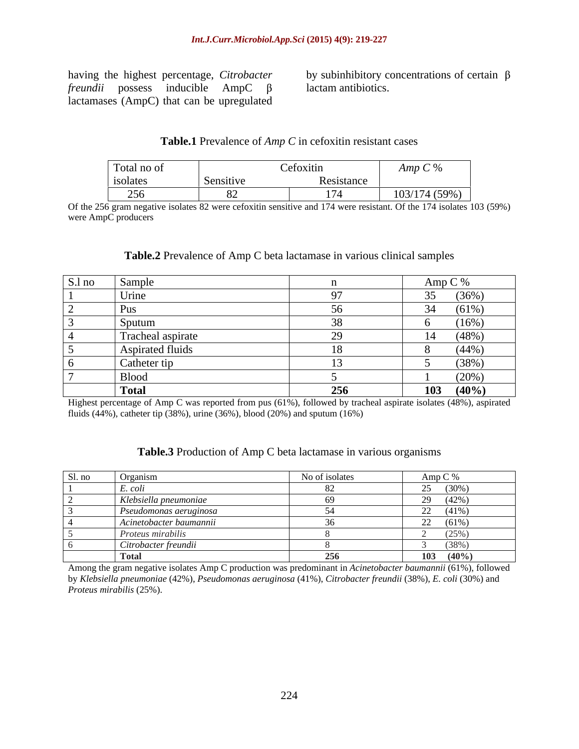having the highest percentage, *Citrobacter freundii* possess inducible AmpC β lactamases (AmpC) that can be upregulated by subinhibitory concentrations of certain β lactam antibiotics.

**Table.1** Prevalence of *Amp C* in cefoxitin resistant cases

| Total no of isolates | Cefoxitin | | *Amp C* % |
|---|---|---|---|
| | Sensitive | Resistance | |
| 256 | 82 | 174 | 103/174 (59%) |

Of the 256 gram negative isolates 82 were cefoxitin sensitive and 174 were resistant. Of the 174 isolates 103 (59%) were AmpC producers

**Table.2** Prevalence of Amp C beta lactamase in various clinical samples

| S.l no | Sample | n | Amp C % |
|---|---|---|---|
| 1 | Urine | 97 | 35 (36%) |
| 2 | Pus | 56 | 34 (61%) |
| 3 | Sputum | 38 | 6 (16%) |
| 4 | Tracheal aspirate | 29 | 14 (48%) |
| 5 | Aspirated fluids | 18 | 8 (44%) |
| 6 | Catheter tip | 13 | 5 (38%) |
| 7 | Blood | 5 | 1 (20%) |
| | **Total** | **256** | **103 (40%)** |

Highest percentage of Amp C was reported from pus (61%), followed by tracheal aspirate isolates (48%), aspirated fluids (44%), catheter tip (38%), urine (36%), blood (20%) and sputum (16%)

**Table.3** Production of Amp C beta lactamase in various organisms

| Sl. no | Organism | No of isolates | Amp C % |
|---|---|---|---|
| 1 | *E. coli* | 82 | 25 (30%) |
| 2 | *Klebsiella pneumoniae* | 69 | 29 (42%) |
| 3 | *Pseudomonas aeruginosa* | 54 | 22 (41%) |
| 4 | *Acinetobacter baumannii* | 36 | 22 (61%) |
| 5 | *Proteus mirabilis* | 8 | 2 (25%) |
| 6 | *Citrobacter freundii* | 8 | 3 (38%) |
| | **Total** | **256** | **103 (40%)** |

Among the gram negative isolates Amp C production was predominant in *Acinetobacter baumannii* (61%), followed by *Klebsiella pneumoniae* (42%), *Pseudomonas aeruginosa* (41%), *Citrobacter freundii* (38%), *E. coli* (30%) and *Proteus mirabilis* (25%).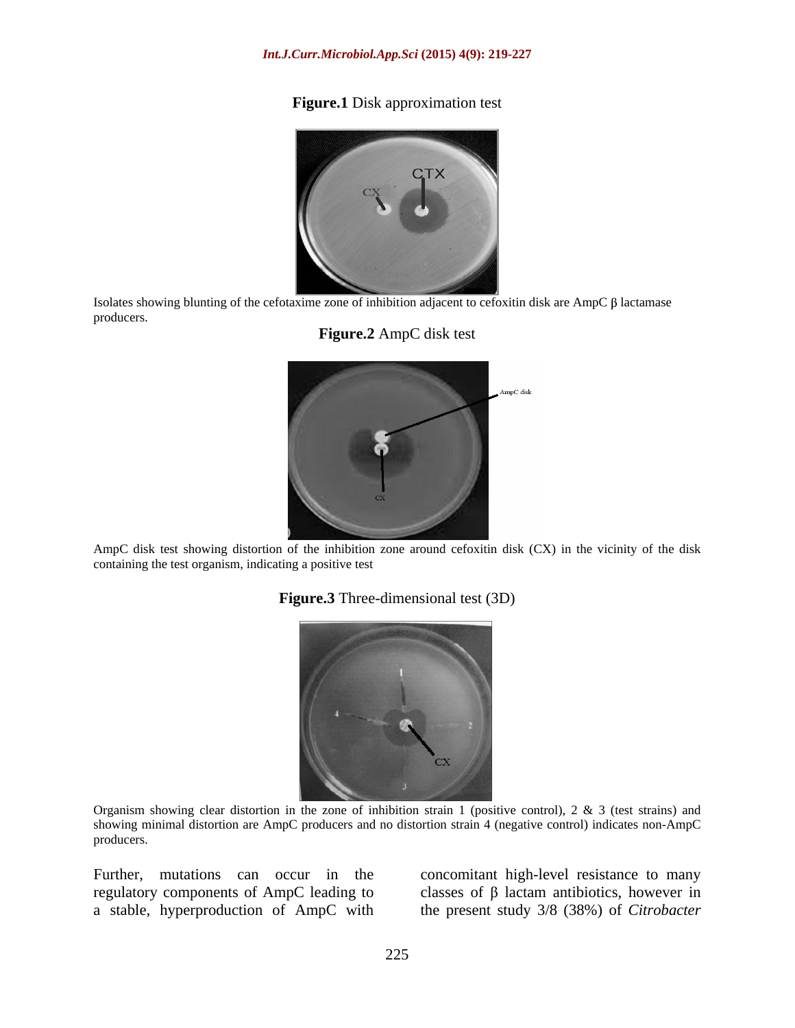**Figure.1** Disk approximation test

Isolates showing blunting of the cefotaxime zone of inhibition adjacent to cefoxitin disk are AmpC β lactamase producers.

**Figure.2** AmpC disk test

AmpC disk test showing distortion of the inhibition zone around cefoxitin disk (CX) in the vicinity of the disk containing the test organism, indicating a positive test

**Figure.3** Three-dimensional test (3D)

Organism showing clear distortion in the zone of inhibition strain 1 (positive control), 2 & 3 (test strains) and showing minimal distortion are AmpC producers and no distortion strain 4 (negative control) indicates non-AmpC producers.

Further, mutations can occur in the regulatory components of AmpC leading to a stable, hyperproduction of AmpC with concomitant high-level resistance to many classes of β lactam antibiotics, however in the present study 3/8 (38%) of *Citrobacter*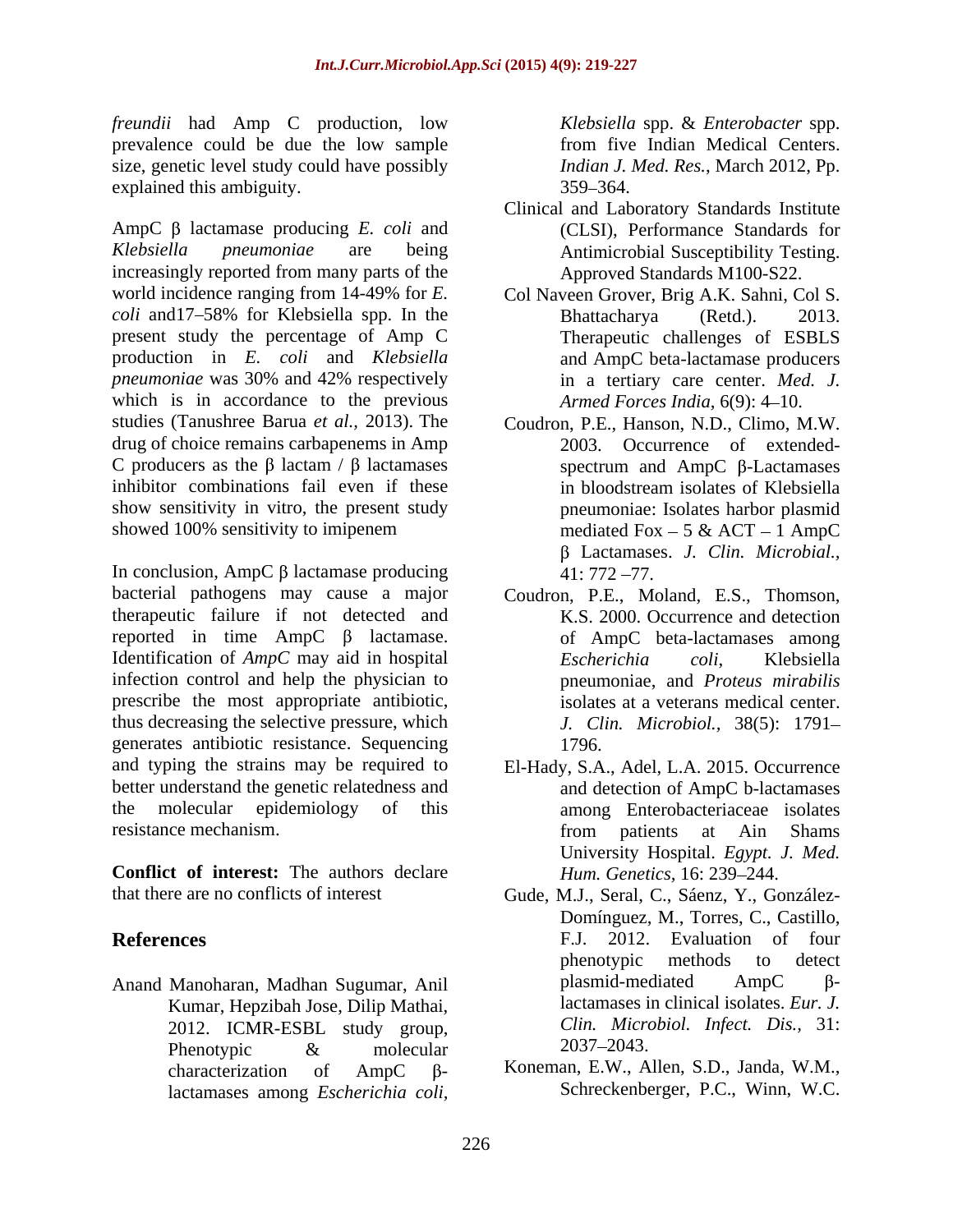*freundii* had Amp C production, low prevalence could be due the low sample size, genetic level study could have possibly explained this ambiguity.

AmpC β lactamase producing *E. coli* and *Klebsiella pneumoniae* are being increasingly reported from many parts of the world incidence ranging from 14-49% for *E. coli* and17–58% for Klebsiella spp. In the present study the percentage of Amp C production in *E. coli* and *Klebsiella pneumoniae* was 30% and 42% respectively which is in accordance to the previous studies (Tanushree Barua *et al.,* 2013). The drug of choice remains carbapenems in Amp C producers as the β lactam / β lactamases inhibitor combinations fail even if these show sensitivity in vitro, the present study showed 100% sensitivity to imipenem

In conclusion, AmpC β lactamase producing bacterial pathogens may cause a major therapeutic failure if not detected and reported in time AmpC β lactamase. Identification of *AmpC* may aid in hospital infection control and help the physician to prescribe the most appropriate antibiotic, thus decreasing the selective pressure, which generates antibiotic resistance. Sequencing and typing the strains may be required to better understand the genetic relatedness and the molecular epidemiology of this resistance mechanism.

**Conflict of interest:** The authors declare that there are no conflicts of interest

## References

Anand Manoharan, Madhan Sugumar, Anil Kumar, Hepzibah Jose, Dilip Mathai, 2012. ICMR-ESBL study group, Phenotypic & molecular characterization of AmpC β-lactamases among *Escherichia coli*, *Klebsiella* spp. & *Enterobacter* spp. from five Indian Medical Centers. *Indian J. Med. Res.*, March 2012, Pp. 359–364.

Clinical and Laboratory Standards Institute (CLSI), Performance Standards for Antimicrobial Susceptibility Testing. Approved Standards M100-S22.

Col Naveen Grover, Brig A.K. Sahni, Col S. Bhattacharya (Retd.). 2013. Therapeutic challenges of ESBLS and AmpC beta-lactamase producers in a tertiary care center. *Med. J. Armed Forces India,* 6(9): 4–10.

Coudron, P.E., Hanson, N.D., Climo, M.W. 2003. Occurrence of extended-spectrum and AmpC β-Lactamases in bloodstream isolates of Klebsiella pneumoniae: Isolates harbor plasmid mediated Fox – 5 & ACT – 1 AmpC β Lactamases. *J. Clin. Microbial.,* 41: 772 –77.

Coudron, P.E., Moland, E.S., Thomson, K.S. 2000. Occurrence and detection of AmpC beta-lactamases among *Escherichia coli*, Klebsiella pneumoniae, and *Proteus mirabilis* isolates at a veterans medical center. *J. Clin. Microbiol.,* 38(5): 1791–1796.

El-Hady, S.A., Adel, L.A. 2015. Occurrence and detection of AmpC b-lactamases among Enterobacteriaceae isolates from patients at Ain Shams University Hospital. *Egypt. J. Med. Hum. Genetics*, 16: 239–244.

Gude, M.J., Seral, C., Sáenz, Y., González-Domínguez, M., Torres, C., Castillo, F.J. 2012. Evaluation of four phenotypic methods to detect plasmid-mediated AmpC β-lactamases in clinical isolates. *Eur. J. Clin. Microbiol. Infect. Dis.,* 31: 2037–2043.

Koneman, E.W., Allen, S.D., Janda, W.M., Schreckenberger, P.C., Winn, W.C.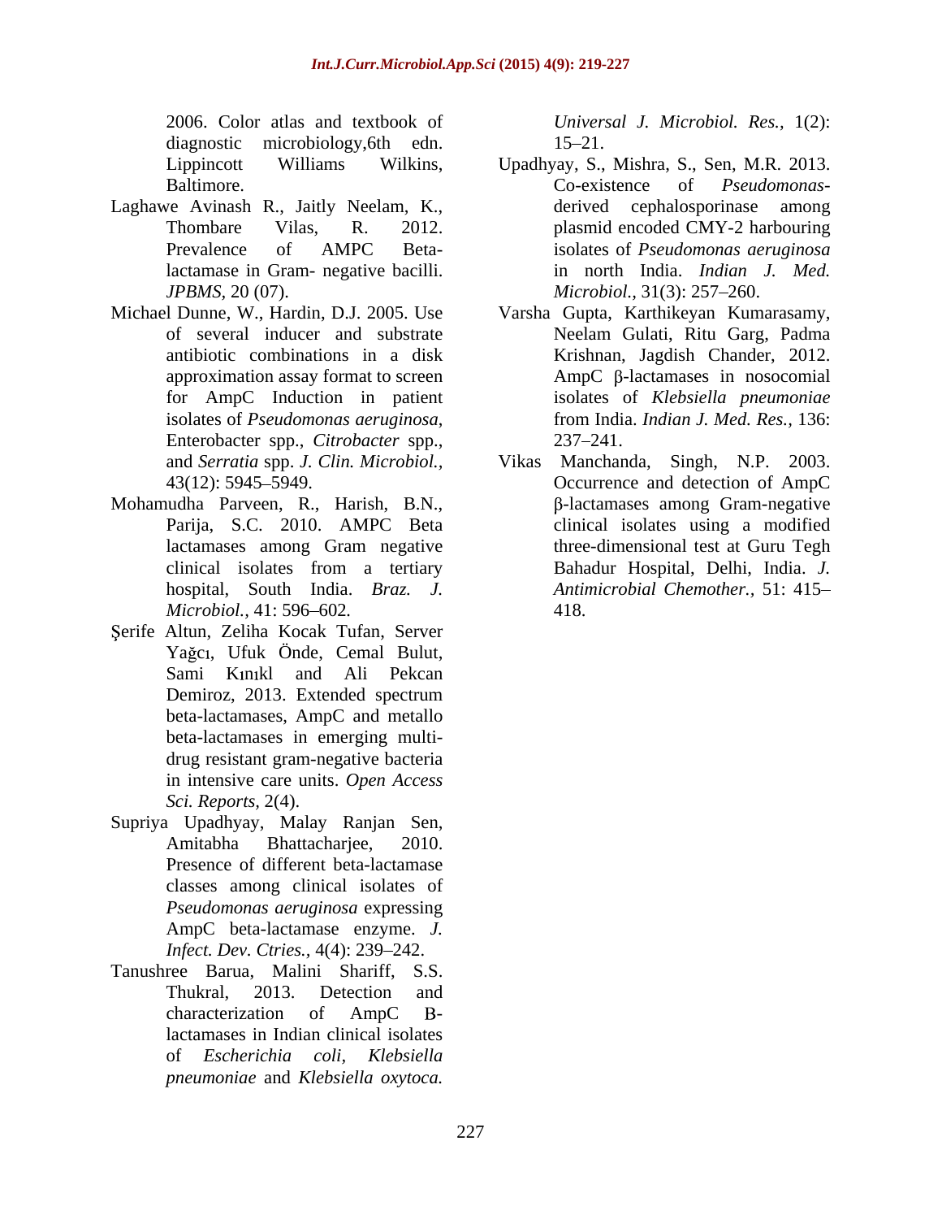2006. Color atlas and textbook of diagnostic microbiology,6th edn. Lippincott Williams Wilkins, Baltimore.

Laghawe Avinash R., Jaitly Neelam, K., Thombare Vilas, R. 2012. Prevalence of AMPC Beta-lactamase in Gram- negative bacilli. *JPBMS*, 20 (07).

Michael Dunne, W., Hardin, D.J. 2005. Use of several inducer and substrate antibiotic combinations in a disk approximation assay format to screen for AmpC Induction in patient isolates of *Pseudomonas aeruginosa*, Enterobacter spp., *Citrobacter* spp., and *Serratia* spp. *J. Clin. Microbiol.*, 43(12): 5945–5949.

Mohamudha Parveen, R., Harish, B.N., Parija, S.C. 2010. AMPC Beta lactamases among Gram negative clinical isolates from a tertiary hospital, South India. *Braz. J. Microbiol.*, 41: 596–602.

Şerife Altun, Zeliha Kocak Tufan, Server Yağcı, Ufuk Önde, Cemal Bulut, Sami Kınıkl and Ali Pekcan Demiroz, 2013. Extended spectrum beta-lactamases, AmpC and metallo beta-lactamases in emerging multi-drug resistant gram-negative bacteria in intensive care units. *Open Access Sci. Reports*, 2(4).

Supriya Upadhyay, Malay Ranjan Sen, Amitabha Bhattacharjee, 2010. Presence of different beta-lactamase classes among clinical isolates of *Pseudomonas aeruginosa* expressing AmpC beta-lactamase enzyme. *J. Infect. Dev. Ctries.*, 4(4): 239–242.

Tanushree Barua, Malini Shariff, S.S. Thukral, 2013. Detection and characterization of AmpC Β-lactamases in Indian clinical isolates of *Escherichia coli*, *Klebsiella pneumoniae* and *Klebsiella oxytoca. Universal J. Microbiol. Res.*, 1(2): 15–21.

Upadhyay, S., Mishra, S., Sen, M.R. 2013. Co-existence of *Pseudomonas*-derived cephalosporinase among plasmid encoded CMY-2 harbouring isolates of *Pseudomonas aeruginosa* in north India. *Indian J. Med. Microbiol.*, 31(3): 257–260.

Varsha Gupta, Karthikeyan Kumarasamy, Neelam Gulati, Ritu Garg, Padma Krishnan, Jagdish Chander, 2012. AmpC β-lactamases in nosocomial isolates of *Klebsiella pneumoniae* from India. *Indian J. Med. Res.*, 136: 237–241.

Vikas Manchanda, Singh, N.P. 2003. Occurrence and detection of AmpC β-lactamases among Gram-negative clinical isolates using a modified three-dimensional test at Guru Tegh Bahadur Hospital, Delhi, India. *J. Antimicrobial Chemother.*, 51: 415–418.